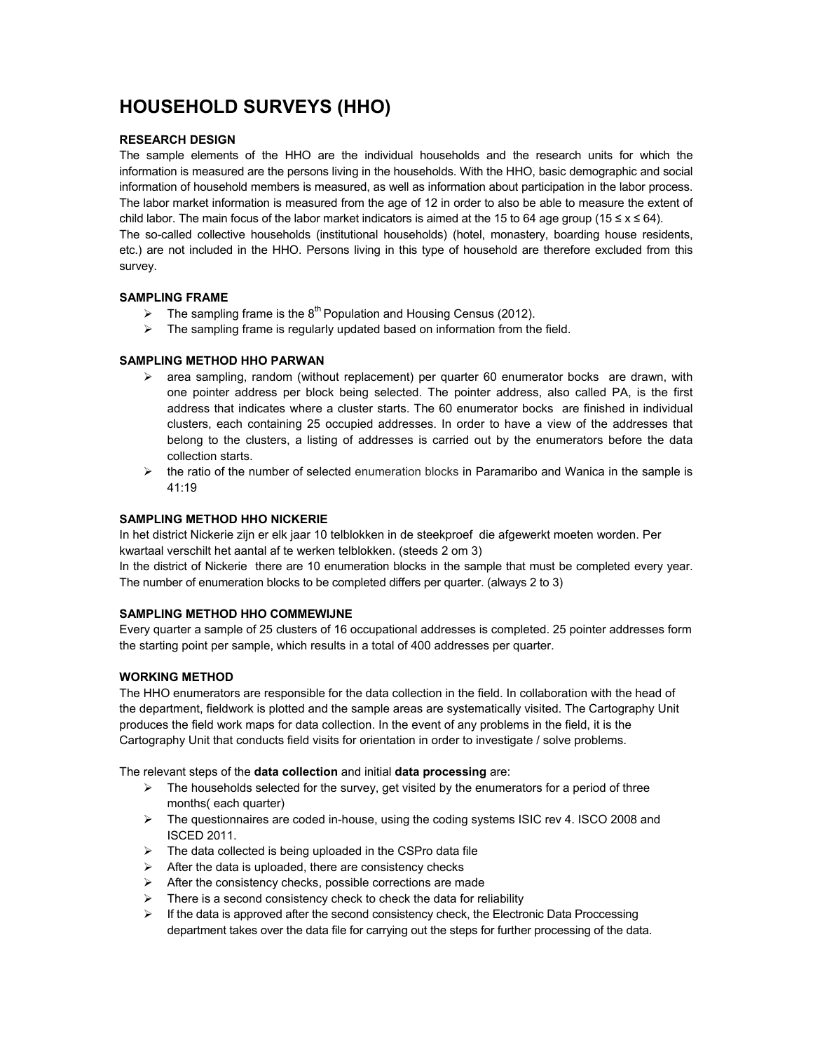# HOUSEHOLD SURVEYS (HHO)

### RESEARCH DESIGN

The sample elements of the HHO are the individual households and the research units for which the information is measured are the persons living in the households. With the HHO, basic demographic and social information of household members is measured, as well as information about participation in the labor process. The labor market information is measured from the age of 12 in order to also be able to measure the extent of child labor. The main focus of the labor market indicators is aimed at the 15 to 64 age group ($15 \leq x \leq 64$).

The so-called collective households (institutional households) (hotel, monastery, boarding house residents, etc.) are not included in the HHO. Persons living in this type of household are therefore excluded from this survey.

### SAMPLING FRAME

- The sampling frame is the 8th Population and Housing Census (2012).
- The sampling frame is regularly updated based on information from the field.

### SAMPLING METHOD HHO PARWAN

- area sampling, random (without replacement) per quarter 60 enumerator bocks are drawn, with one pointer address per block being selected. The pointer address, also called PA, is the first address that indicates where a cluster starts. The 60 enumerator bocks are finished in individual clusters, each containing 25 occupied addresses. In order to have a view of the addresses that belong to the clusters, a listing of addresses is carried out by the enumerators before the data collection starts.
- the ratio of the number of selected enumeration blocks in Paramaribo and Wanica in the sample is 41:19

### SAMPLING METHOD HHO NICKERIE

In het district Nickerie zijn er elk jaar 10 telblokken in de steekproef die afgewerkt moeten worden. Per kwartaal verschilt het aantal af te werken telblokken. (steeds 2 om 3)

In the district of Nickerie there are 10 enumeration blocks in the sample that must be completed every year. The number of enumeration blocks to be completed differs per quarter. (always 2 to 3)

### SAMPLING METHOD HHO COMMEWIJNE

Every quarter a sample of 25 clusters of 16 occupational addresses is completed. 25 pointer addresses form the starting point per sample, which results in a total of 400 addresses per quarter.

### WORKING METHOD

The HHO enumerators are responsible for the data collection in the field. In collaboration with the head of the department, fieldwork is plotted and the sample areas are systematically visited. The Cartography Unit produces the field work maps for data collection. In the event of any problems in the field, it is the Cartography Unit that conducts field visits for orientation in order to investigate / solve problems.

The relevant steps of the **data collection** and initial **data processing** are:

- The households selected for the survey, get visited by the enumerators for a period of three months( each quarter)
- The questionnaires are coded in-house, using the coding systems ISIC rev 4. ISCO 2008 and ISCED 2011.
- The data collected is being uploaded in the CSPro data file
- After the data is uploaded, there are consistency checks
- After the consistency checks, possible corrections are made
- There is a second consistency check to check the data for reliability
- If the data is approved after the second consistency check, the Electronic Data Proccessing department takes over the data file for carrying out the steps for further processing of the data.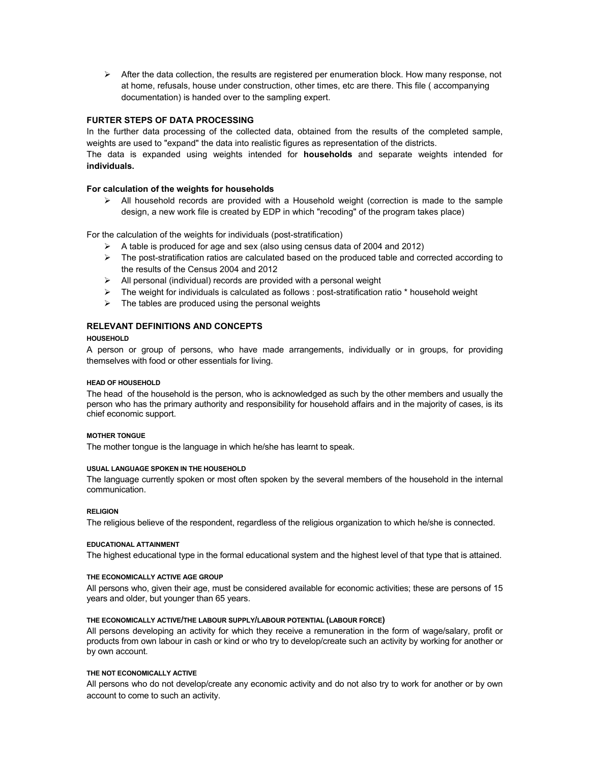- After the data collection, the results are registered per enumeration block. How many response, not at home, refusals, house under construction, other times, etc are there. This file ( accompanying documentation) is handed over to the sampling expert.

### FURTER STEPS OF DATA PROCESSING

In the further data processing of the collected data, obtained from the results of the completed sample, weights are used to "expand" the data into realistic figures as representation of the districts.

The data is expanded using weights intended for **households** and separate weights intended for **individuals.**

#### For calculation of the weights for households

- All household records are provided with a Household weight (correction is made to the sample design, a new work file is created by EDP in which "recoding" of the program takes place)

For the calculation of the weights for individuals (post-stratification)

- A table is produced for age and sex (also using census data of 2004 and 2012)
- The post-stratification ratios are calculated based on the produced table and corrected according to the results of the Census 2004 and 2012
- All personal (individual) records are provided with a personal weight
- The weight for individuals is calculated as follows : post-stratification ratio * household weight
- The tables are produced using the personal weights

### RELEVANT DEFINITIONS AND CONCEPTS

#### HOUSEHOLD

A person or group of persons, who have made arrangements, individually or in groups, for providing themselves with food or other essentials for living.

#### HEAD OF HOUSEHOLD

The head of the household is the person, who is acknowledged as such by the other members and usually the person who has the primary authority and responsibility for household affairs and in the majority of cases, is its chief economic support.

#### MOTHER TONGUE

The mother tongue is the language in which he/she has learnt to speak.

#### USUAL LANGUAGE SPOKEN IN THE HOUSEHOLD

The language currently spoken or most often spoken by the several members of the household in the internal communication.

#### RELIGION

The religious believe of the respondent, regardless of the religious organization to which he/she is connected.

#### EDUCATIONAL ATTAINMENT

The highest educational type in the formal educational system and the highest level of that type that is attained.

#### THE ECONOMICALLY ACTIVE AGE GROUP

All persons who, given their age, must be considered available for economic activities; these are persons of 15 years and older, but younger than 65 years.

#### THE ECONOMICALLY ACTIVE/THE LABOUR SUPPLY/LABOUR POTENTIAL (LABOUR FORCE)

All persons developing an activity for which they receive a remuneration in the form of wage/salary, profit or products from own labour in cash or kind or who try to develop/create such an activity by working for another or by own account.

#### THE NOT ECONOMICALLY ACTIVE

All persons who do not develop/create any economic activity and do not also try to work for another or by own account to come to such an activity.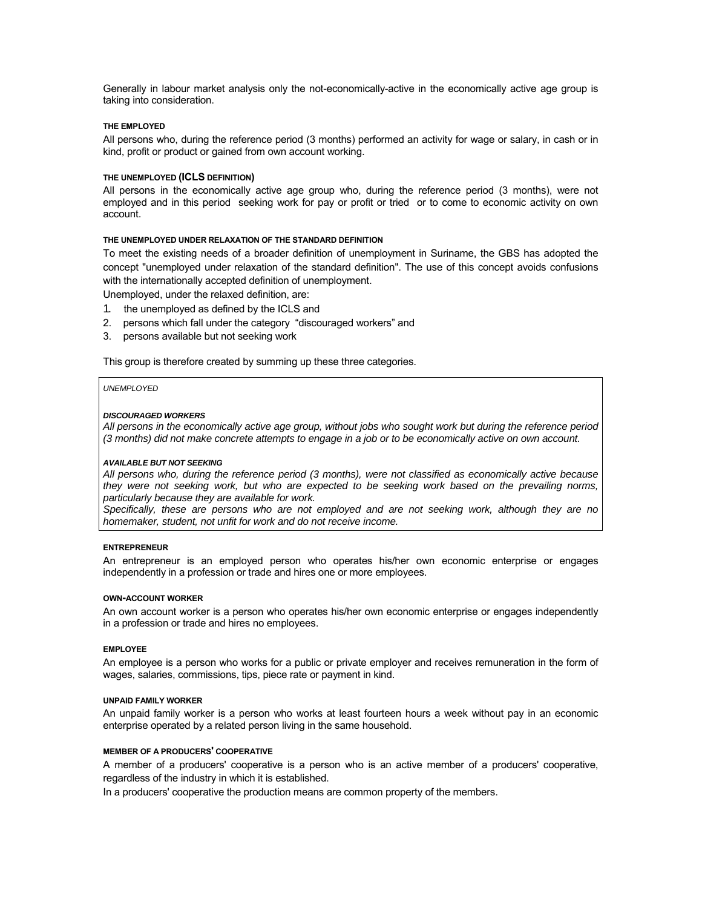Generally in labour market analysis only the not-economically-active in the economically active age group is taking into consideration.

#### THE EMPLOYED

All persons who, during the reference period (3 months) performed an activity for wage or salary, in cash or in kind, profit or product or gained from own account working.

#### THE UNEMPLOYED (ICLS DEFINITION)

All persons in the economically active age group who, during the reference period (3 months), were not employed and in this period seeking work for pay or profit or tried or to come to economic activity on own account.

#### THE UNEMPLOYED UNDER RELAXATION OF THE STANDARD DEFINITION

To meet the existing needs of a broader definition of unemployment in Suriname, the GBS has adopted the concept "unemployed under relaxation of the standard definition". The use of this concept avoids confusions with the internationally accepted definition of unemployment.

Unemployed, under the relaxed definition, are:

1. the unemployed as defined by the ICLS and
2. persons which fall under the category "discouraged workers" and
3. persons available but not seeking work

This group is therefore created by summing up these three categories.

*UNEMPLOYED*

***DISCOURAGED WORKERS***

*All persons in the economically active age group, without jobs who sought work but during the reference period (3 months) did not make concrete attempts to engage in a job or to be economically active on own account.*

***AVAILABLE BUT NOT SEEKING***

*All persons who, during the reference period (3 months), were not classified as economically active because they were not seeking work, but who are expected to be seeking work based on the prevailing norms, particularly because they are available for work.*

*Specifically, these are persons who are not employed and are not seeking work, although they are no homemaker, student, not unfit for work and do not receive income.*

#### ENTREPRENEUR

An entrepreneur is an employed person who operates his/her own economic enterprise or engages independently in a profession or trade and hires one or more employees.

#### OWN-ACCOUNT WORKER

An own account worker is a person who operates his/her own economic enterprise or engages independently in a profession or trade and hires no employees.

#### EMPLOYEE

An employee is a person who works for a public or private employer and receives remuneration in the form of wages, salaries, commissions, tips, piece rate or payment in kind.

#### UNPAID FAMILY WORKER

An unpaid family worker is a person who works at least fourteen hours a week without pay in an economic enterprise operated by a related person living in the same household.

#### MEMBER OF A PRODUCERS' COOPERATIVE

A member of a producers' cooperative is a person who is an active member of a producers' cooperative, regardless of the industry in which it is established.

In a producers' cooperative the production means are common property of the members.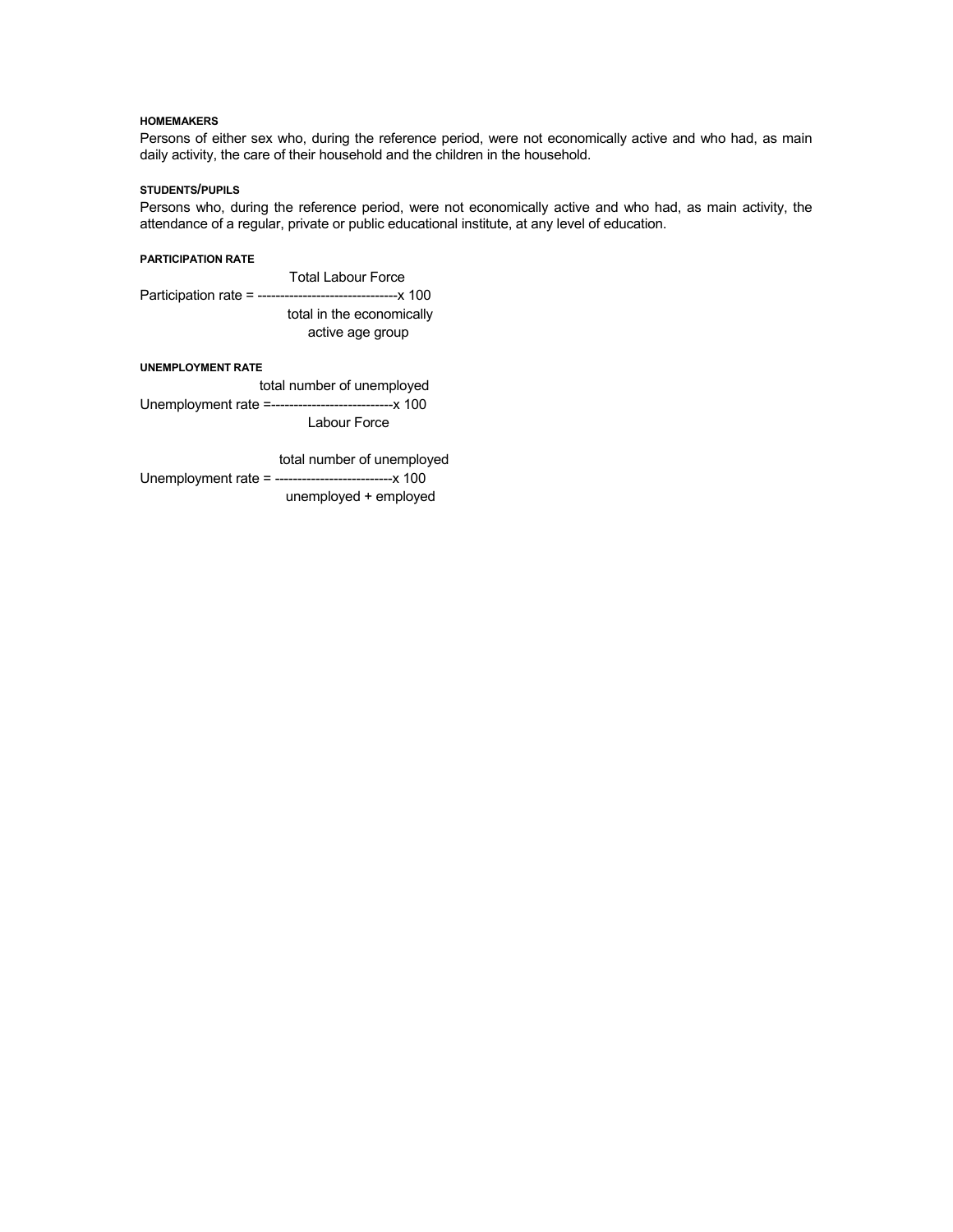#### HOMEMAKERS

Persons of either sex who, during the reference period, were not economically active and who had, as main daily activity, the care of their household and the children in the household.

#### STUDENTS/PUPILS

Persons who, during the reference period, were not economically active and who had, as main activity, the attendance of a regular, private or public educational institute, at any level of education.

#### PARTICIPATION RATE

$$\text{Participation rate} = \frac{\text{Total Labour Force}}{\text{total in the economically active age group}} \times 100$$

#### UNEMPLOYMENT RATE

$$\text{Unemployment rate} = \frac{\text{total number of unemployed}}{\text{Labour Force}} \times 100$$

$$\text{Unemployment rate} = \frac{\text{total number of unemployed}}{\text{unemployed + employed}} \times 100$$